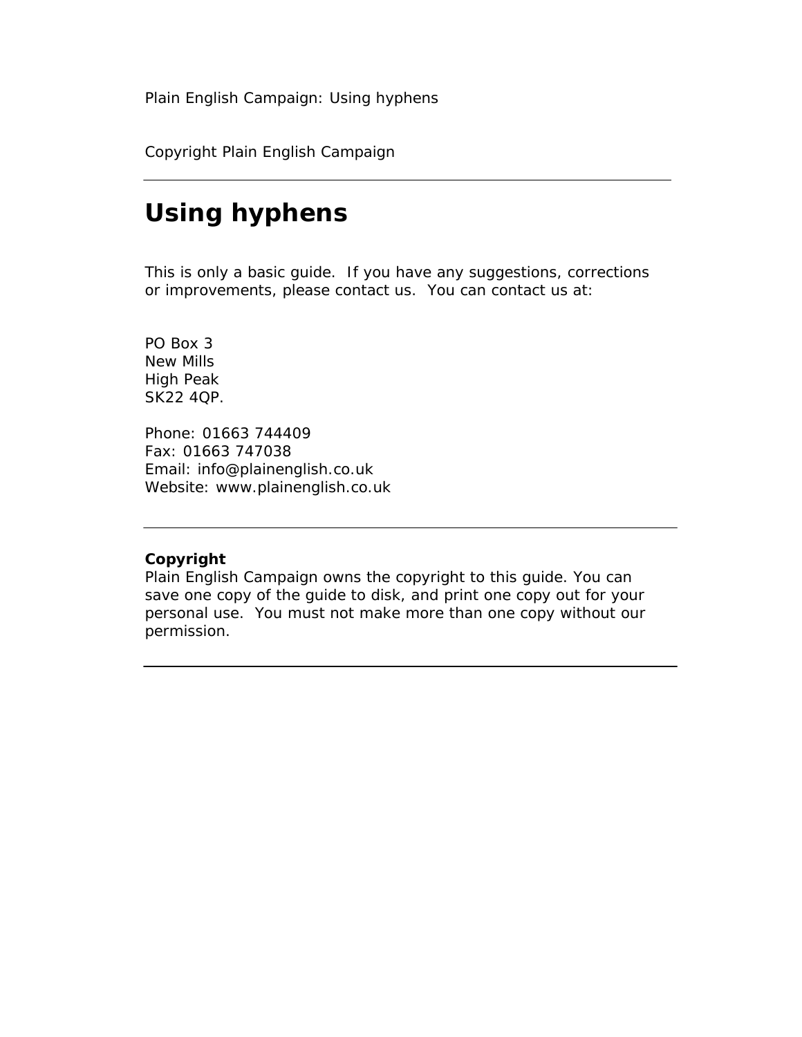Plain English Campaign: Using hyphens

Copyright Plain English Campaign

---

# Using hyphens

This is only a basic guide. If you have any suggestions, corrections or improvements, please contact us. You can contact us at:

PO Box 3
New Mills
High Peak
SK22 4QP.

Phone: 01663 744409
Fax: 01663 747038
Email: info@plainenglish.co.uk
Website: www.plainenglish.co.uk

---

**Copyright**
Plain English Campaign owns the copyright to this guide. You can save one copy of the guide to disk, and print one copy out for your personal use. You must not make more than one copy without our permission.

---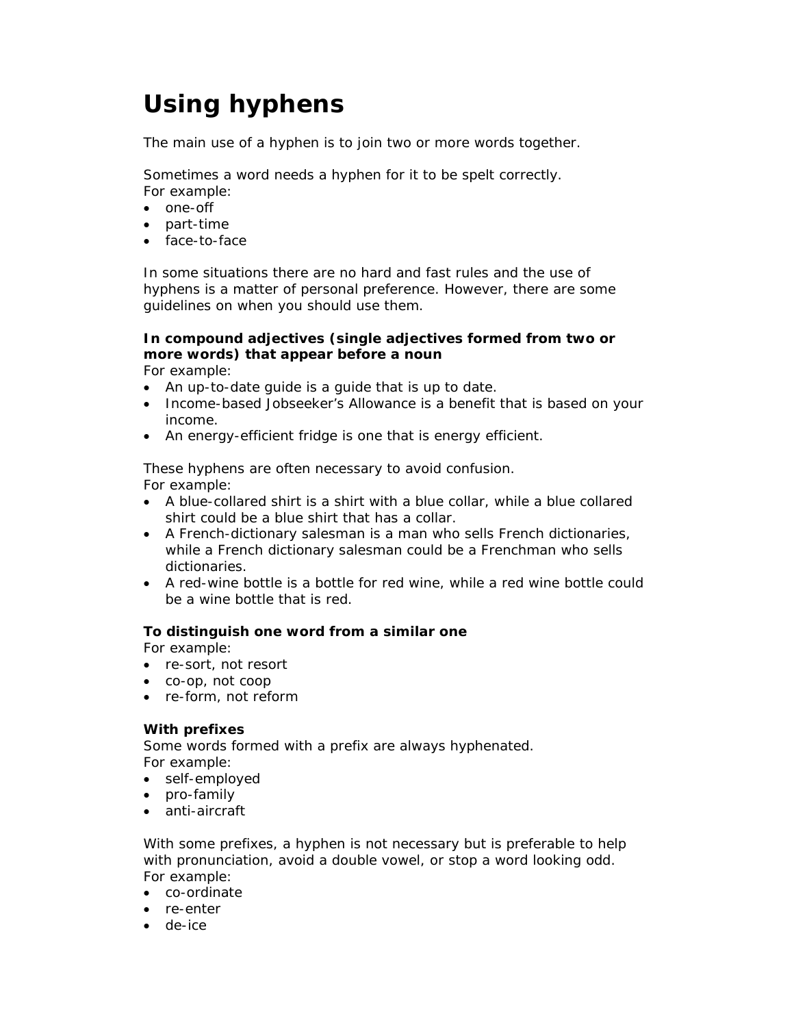# Using hyphens

The main use of a hyphen is to join two or more words together.

Sometimes a word needs a hyphen for it to be spelt correctly.
For example:

- one-off
- part-time
- face-to-face

In some situations there are no hard and fast rules and the use of hyphens is a matter of personal preference. However, there are some guidelines on when you should use them.

**In compound adjectives (single adjectives formed from two or more words) that appear before a noun**
For example:

- An up-to-date guide is a guide that is up to date.
- Income-based Jobseeker's Allowance is a benefit that is based on your income.
- An energy-efficient fridge is one that is energy efficient.

These hyphens are often necessary to avoid confusion.
For example:

- A blue-collared shirt is a shirt with a blue collar, while a blue collared shirt could be a blue shirt that has a collar.
- A French-dictionary salesman is a man who sells French dictionaries, while a French dictionary salesman could be a Frenchman who sells dictionaries.
- A red-wine bottle is a bottle for red wine, while a red wine bottle could be a wine bottle that is red.

**To distinguish one word from a similar one**
For example:

- re-sort, not resort
- co-op, not coop
- re-form, not reform

**With prefixes**
Some words formed with a prefix are always hyphenated.
For example:

- self-employed
- pro-family
- anti-aircraft

With some prefixes, a hyphen is not necessary but is preferable to help with pronunciation, avoid a double vowel, or stop a word looking odd.
For example:

- co-ordinate
- re-enter
- de-ice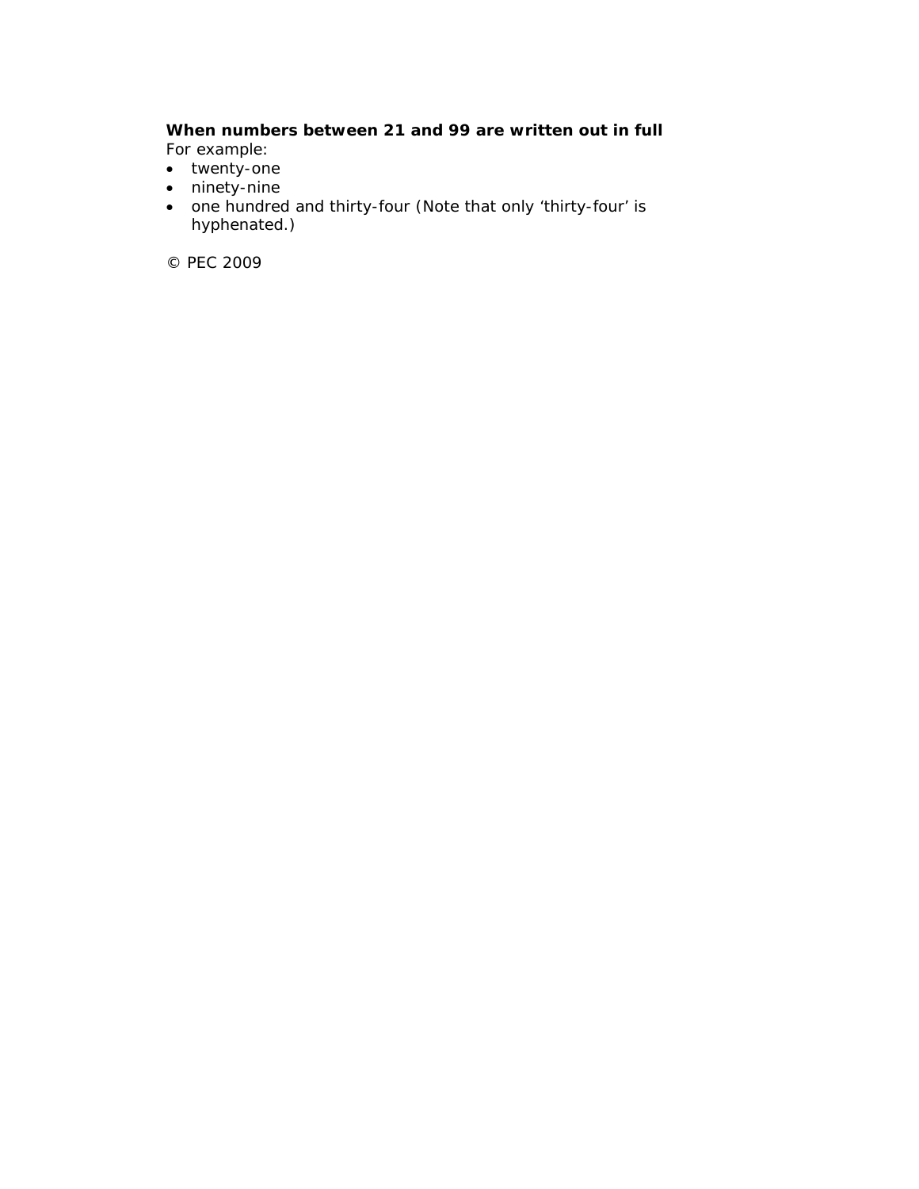**When numbers between 21 and 99 are written out in full**

For example:

- twenty-one
- ninety-nine
- one hundred and thirty-four (Note that only ‘thirty-four’ is hyphenated.)

© PEC 2009